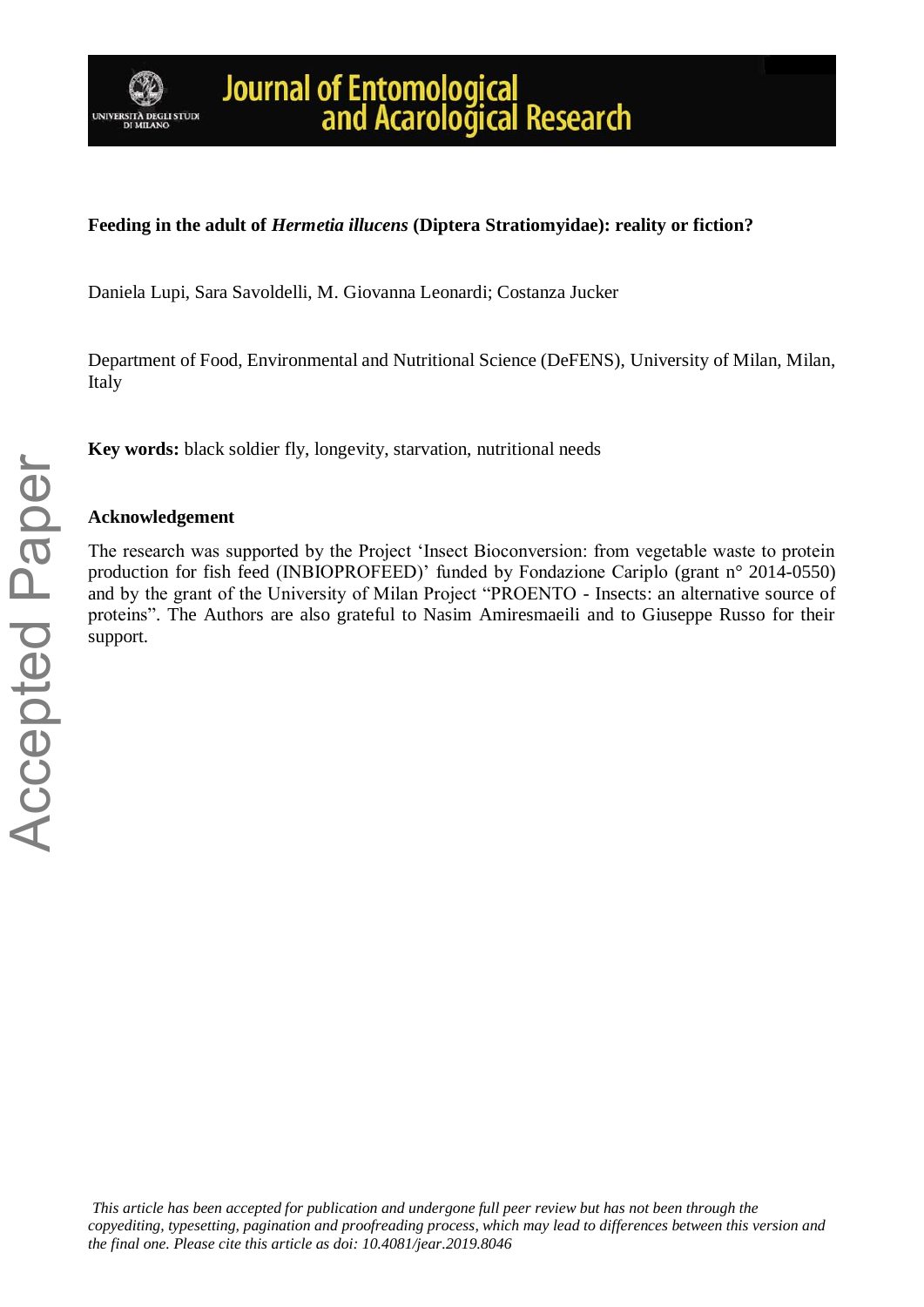**Feeding in the adult of *Hermetia illucens* (Diptera Stratiomyidae): reality or fiction?**

Daniela Lupi, Sara Savoldelli, M. Giovanna Leonardi; Costanza Jucker

Department of Food, Environmental and Nutritional Science (DeFENS), University of Milan, Milan, Italy

**Key words:** black soldier fly, longevity, starvation, nutritional needs

## Acknowledgement

The research was supported by the Project 'Insect Bioconversion: from vegetable waste to protein production for fish feed (INBIOPROFEED)' funded by Fondazione Cariplo (grant n° 2014-0550) and by the grant of the University of Milan Project "PROENTO - Insects: an alternative source of proteins". The Authors are also grateful to Nasim Amiresmaeili and to Giuseppe Russo for their support.

*This article has been accepted for publication and undergone full peer review but has not been through the copyediting, typesetting, pagination and proofreading process, which may lead to differences between this version and the final one. Please cite this article as doi: 10.4081/jear.2019.8046*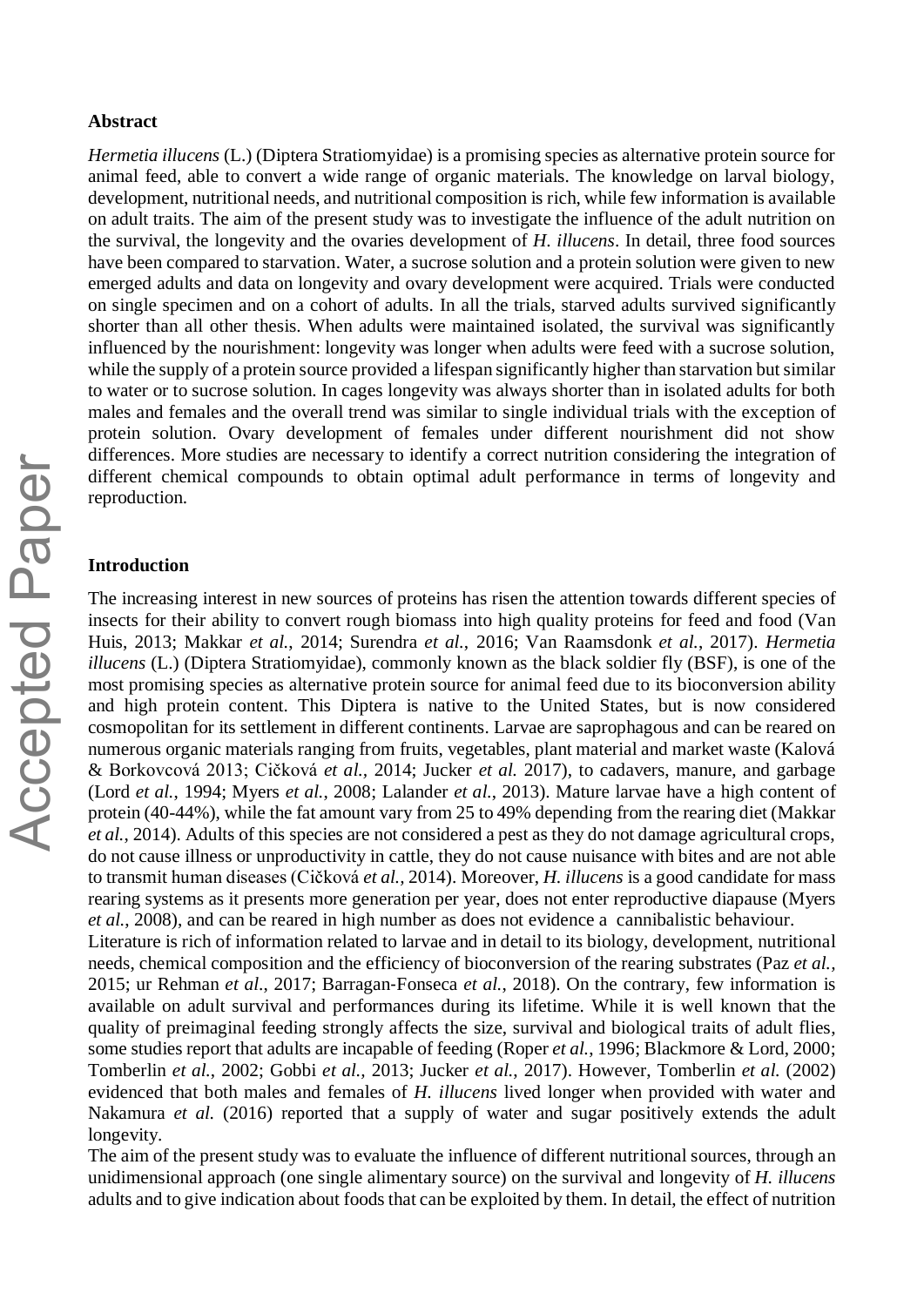## Abstract

*Hermetia illucens* (L.) (Diptera Stratiomyidae) is a promising species as alternative protein source for animal feed, able to convert a wide range of organic materials. The knowledge on larval biology, development, nutritional needs, and nutritional composition is rich, while few information is available on adult traits. The aim of the present study was to investigate the influence of the adult nutrition on the survival, the longevity and the ovaries development of *H. illucens*. In detail, three food sources have been compared to starvation. Water, a sucrose solution and a protein solution were given to new emerged adults and data on longevity and ovary development were acquired. Trials were conducted on single specimen and on a cohort of adults. In all the trials, starved adults survived significantly shorter than all other thesis. When adults were maintained isolated, the survival was significantly influenced by the nourishment: longevity was longer when adults were feed with a sucrose solution, while the supply of a protein source provided a lifespan significantly higher than starvation but similar to water or to sucrose solution. In cages longevity was always shorter than in isolated adults for both males and females and the overall trend was similar to single individual trials with the exception of protein solution. Ovary development of females under different nourishment did not show differences. More studies are necessary to identify a correct nutrition considering the integration of different chemical compounds to obtain optimal adult performance in terms of longevity and reproduction.

## Introduction

The increasing interest in new sources of proteins has risen the attention towards different species of insects for their ability to convert rough biomass into high quality proteins for feed and food (Van Huis, 2013; Makkar *et al.*, 2014; Surendra *et al.*, 2016; Van Raamsdonk *et al.*, 2017). *Hermetia illucens* (L.) (Diptera Stratiomyidae), commonly known as the black soldier fly (BSF), is one of the most promising species as alternative protein source for animal feed due to its bioconversion ability and high protein content. This Diptera is native to the United States, but is now considered cosmopolitan for its settlement in different continents. Larvae are saprophagous and can be reared on numerous organic materials ranging from fruits, vegetables, plant material and market waste (Kalová & Borkovcová 2013; Cičková *et al.*, 2014; Jucker *et al.* 2017), to cadavers, manure, and garbage (Lord *et al.*, 1994; Myers *et al.*, 2008; Lalander *et al.*, 2013). Mature larvae have a high content of protein (40-44%), while the fat amount vary from 25 to 49% depending from the rearing diet (Makkar *et al.*, 2014). Adults of this species are not considered a pest as they do not damage agricultural crops, do not cause illness or unproductivity in cattle, they do not cause nuisance with bites and are not able to transmit human diseases (Cičková *et al.*, 2014). Moreover, *H. illucens* is a good candidate for mass rearing systems as it presents more generation per year, does not enter reproductive diapause (Myers *et al.*, 2008), and can be reared in high number as does not evidence a cannibalistic behaviour.

Literature is rich of information related to larvae and in detail to its biology, development, nutritional needs, chemical composition and the efficiency of bioconversion of the rearing substrates (Paz *et al.*, 2015; ur Rehman *et al.*, 2017; Barragan-Fonseca *et al.*, 2018). On the contrary, few information is available on adult survival and performances during its lifetime. While it is well known that the quality of preimaginal feeding strongly affects the size, survival and biological traits of adult flies, some studies report that adults are incapable of feeding (Roper *et al.*, 1996; Blackmore & Lord, 2000; Tomberlin *et al.*, 2002; Gobbi *et al.*, 2013; Jucker *et al.*, 2017). However, Tomberlin *et al.* (2002) evidenced that both males and females of *H. illucens* lived longer when provided with water and Nakamura *et al.* (2016) reported that a supply of water and sugar positively extends the adult longevity.

The aim of the present study was to evaluate the influence of different nutritional sources, through an unidimensional approach (one single alimentary source) on the survival and longevity of *H. illucens* adults and to give indication about foods that can be exploited by them. In detail, the effect of nutrition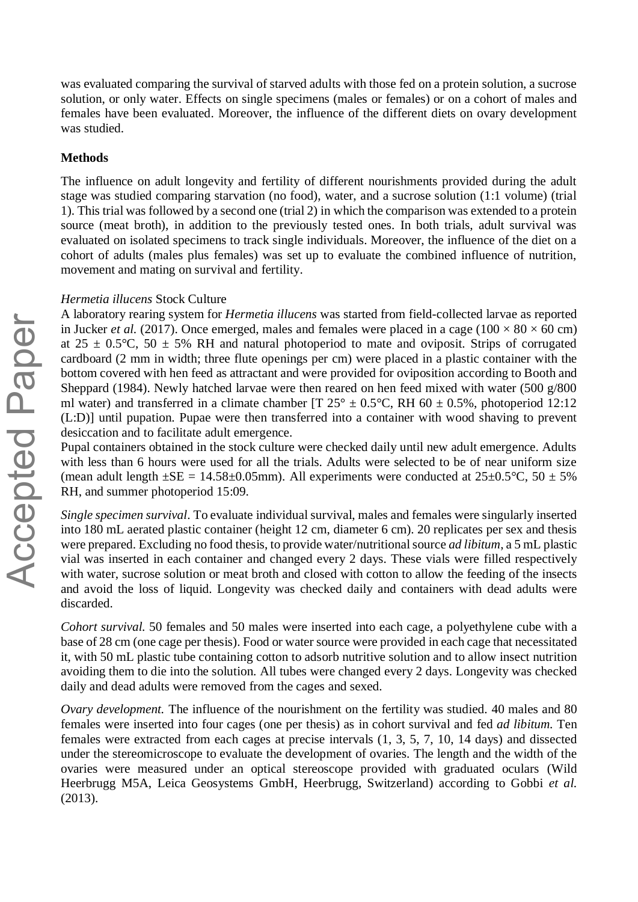was evaluated comparing the survival of starved adults with those fed on a protein solution, a sucrose solution, or only water. Effects on single specimens (males or females) or on a cohort of males and females have been evaluated. Moreover, the influence of the different diets on ovary development was studied.

**Methods**

The influence on adult longevity and fertility of different nourishments provided during the adult stage was studied comparing starvation (no food), water, and a sucrose solution (1:1 volume) (trial 1). This trial was followed by a second one (trial 2) in which the comparison was extended to a protein source (meat broth), in addition to the previously tested ones. In both trials, adult survival was evaluated on isolated specimens to track single individuals. Moreover, the influence of the diet on a cohort of adults (males plus females) was set up to evaluate the combined influence of nutrition, movement and mating on survival and fertility.

*Hermetia illucens* Stock Culture

A laboratory rearing system for *Hermetia illucens* was started from field-collected larvae as reported in Jucker *et al.* (2017). Once emerged, males and females were placed in a cage ($100 \times 80 \times 60$ cm) at $25 \pm 0.5$°C, $50 \pm 5$% RH and natural photoperiod to mate and oviposit. Strips of corrugated cardboard (2 mm in width; three flute openings per cm) were placed in a plastic container with the bottom covered with hen feed as attractant and were provided for oviposition according to Booth and Sheppard (1984). Newly hatched larvae were then reared on hen feed mixed with water (500 g/800 ml water) and transferred in a climate chamber [T 25° $\pm$ 0.5°C, RH 60 $\pm$ 0.5%, photoperiod 12:12 (L:D)] until pupation. Pupae were then transferred into a container with wood shaving to prevent desiccation and to facilitate adult emergence.

Pupal containers obtained in the stock culture were checked daily until new adult emergence. Adults with less than 6 hours were used for all the trials. Adults were selected to be of near uniform size (mean adult length $\pm$SE = 14.58$\pm$0.05mm). All experiments were conducted at 25$\pm$0.5°C, 50 $\pm$ 5% RH, and summer photoperiod 15:09.

*Single specimen survival*. To evaluate individual survival, males and females were singularly inserted into 180 mL aerated plastic container (height 12 cm, diameter 6 cm). 20 replicates per sex and thesis were prepared. Excluding no food thesis, to provide water/nutritional source *ad libitum*, a 5 mL plastic vial was inserted in each container and changed every 2 days. These vials were filled respectively with water, sucrose solution or meat broth and closed with cotton to allow the feeding of the insects and avoid the loss of liquid. Longevity was checked daily and containers with dead adults were discarded.

*Cohort survival.* 50 females and 50 males were inserted into each cage, a polyethylene cube with a base of 28 cm (one cage per thesis). Food or water source were provided in each cage that necessitated it, with 50 mL plastic tube containing cotton to adsorb nutritive solution and to allow insect nutrition avoiding them to die into the solution. All tubes were changed every 2 days. Longevity was checked daily and dead adults were removed from the cages and sexed.

*Ovary development.* The influence of the nourishment on the fertility was studied. 40 males and 80 females were inserted into four cages (one per thesis) as in cohort survival and fed *ad libitum.* Ten females were extracted from each cages at precise intervals (1, 3, 5, 7, 10, 14 days) and dissected under the stereomicroscope to evaluate the development of ovaries. The length and the width of the ovaries were measured under an optical stereoscope provided with graduated oculars (Wild Heerbrugg M5A, Leica Geosystems GmbH, Heerbrugg, Switzerland) according to Gobbi *et al.* (2013).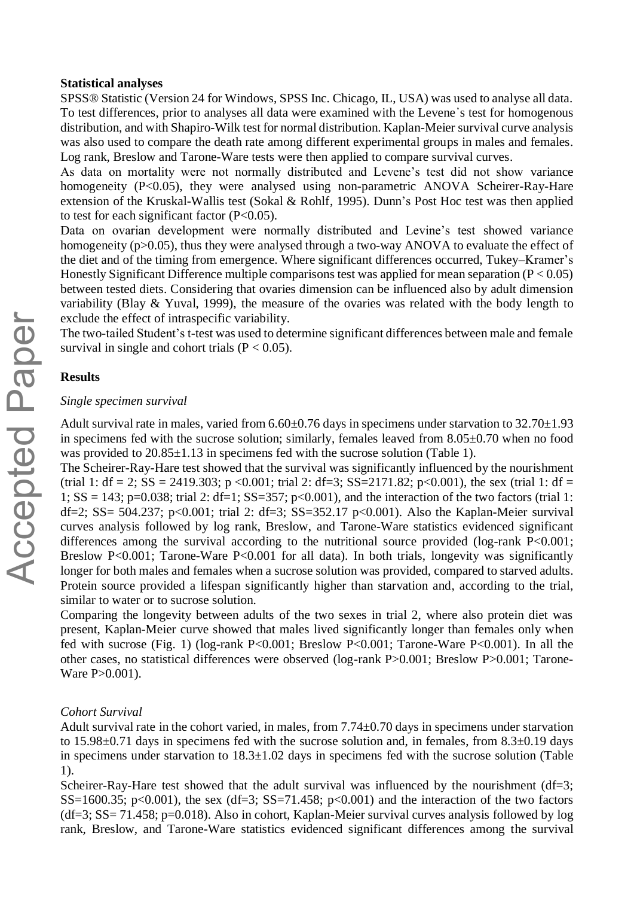**Statistical analyses**

SPSS® Statistic (Version 24 for Windows, SPSS Inc. Chicago, IL, USA) was used to analyse all data. To test differences, prior to analyses all data were examined with the Levene`s test for homogenous distribution, and with Shapiro-Wilk test for normal distribution. Kaplan-Meier survival curve analysis was also used to compare the death rate among different experimental groups in males and females. Log rank, Breslow and Tarone-Ware tests were then applied to compare survival curves.

As data on mortality were not normally distributed and Levene's test did not show variance homogeneity ($P<0.05$), they were analysed using non-parametric ANOVA Scheirer-Ray-Hare extension of the Kruskal-Wallis test (Sokal & Rohlf, 1995). Dunn's Post Hoc test was then applied to test for each significant factor ($P<0.05$).

Data on ovarian development were normally distributed and Levine's test showed variance homogeneity ($p>0.05$), thus they were analysed through a two-way ANOVA to evaluate the effect of the diet and of the timing from emergence. Where significant differences occurred, Tukey–Kramer's Honestly Significant Difference multiple comparisons test was applied for mean separation ($P < 0.05$) between tested diets. Considering that ovaries dimension can be influenced also by adult dimension variability (Blay & Yuval, 1999), the measure of the ovaries was related with the body length to exclude the effect of intraspecific variability.

The two-tailed Student's t-test was used to determine significant differences between male and female survival in single and cohort trials ($P < 0.05$).

**Results**

*Single specimen survival*

Adult survival rate in males, varied from 6.60±0.76 days in specimens under starvation to 32.70±1.93 in specimens fed with the sucrose solution; similarly, females leaved from 8.05±0.70 when no food was provided to 20.85±1.13 in specimens fed with the sucrose solution (Table 1).

The Scheirer-Ray-Hare test showed that the survival was significantly influenced by the nourishment (trial 1: df = 2; SS = 2419.303; $p <0.001$; trial 2: df=3; SS=2171.82; $p<0.001$), the sex (trial 1: df = 1; SS = 143; $p=0.038$; trial 2: df=1; SS=357; $p<0.001$), and the interaction of the two factors (trial 1: df=2; SS= 504.237; $p<0.001$; trial 2: df=3; SS=352.17 $p<0.001$). Also the Kaplan-Meier survival curves analysis followed by log rank, Breslow, and Tarone-Ware statistics evidenced significant differences among the survival according to the nutritional source provided (log-rank $P<0.001$; Breslow $P<0.001$; Tarone-Ware $P<0.001$ for all data). In both trials, longevity was significantly longer for both males and females when a sucrose solution was provided, compared to starved adults. Protein source provided a lifespan significantly higher than starvation and, according to the trial, similar to water or to sucrose solution.

Comparing the longevity between adults of the two sexes in trial 2, where also protein diet was present, Kaplan-Meier curve showed that males lived significantly longer than females only when fed with sucrose (Fig. 1) (log-rank $P<0.001$; Breslow $P<0.001$; Tarone-Ware $P<0.001$). In all the other cases, no statistical differences were observed (log-rank $P>0.001$; Breslow $P>0.001$; Tarone-Ware $P>0.001$).

*Cohort Survival*

Adult survival rate in the cohort varied, in males, from 7.74±0.70 days in specimens under starvation to 15.98±0.71 days in specimens fed with the sucrose solution and, in females, from 8.3±0.19 days in specimens under starvation to 18.3±1.02 days in specimens fed with the sucrose solution (Table 1).

Scheirer-Ray-Hare test showed that the adult survival was influenced by the nourishment (df=3; SS=1600.35; $p<0.001$), the sex (df=3; SS=71.458; $p<0.001$) and the interaction of the two factors (df=3; SS= 71.458; $p=0.018$). Also in cohort, Kaplan-Meier survival curves analysis followed by log rank, Breslow, and Tarone-Ware statistics evidenced significant differences among the survival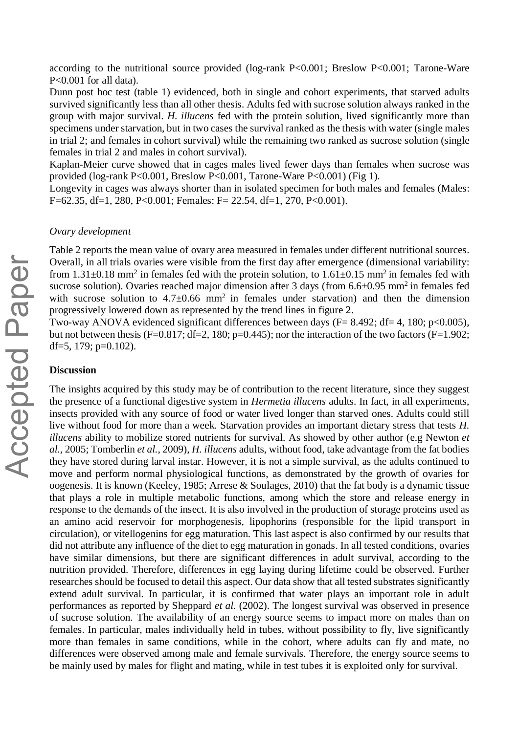according to the nutritional source provided (log-rank $P<0.001$; Breslow $P<0.001$; Tarone-Ware $P<0.001$ for all data).

Dunn post hoc test (table 1) evidenced, both in single and cohort experiments, that starved adults survived significantly less than all other thesis. Adults fed with sucrose solution always ranked in the group with major survival. *H. illucens* fed with the protein solution, lived significantly more than specimens under starvation, but in two cases the survival ranked as the thesis with water (single males in trial 2; and females in cohort survival) while the remaining two ranked as sucrose solution (single females in trial 2 and males in cohort survival).

Kaplan-Meier curve showed that in cages males lived fewer days than females when sucrose was provided (log-rank $P<0.001$, Breslow $P<0.001$, Tarone-Ware $P<0.001$) (Fig 1).

Longevity in cages was always shorter than in isolated specimen for both males and females (Males: $F=62.35$, $df=1, 280$, $P<0.001$; Females: $F= 22.54$, $df=1, 270$, $P<0.001$).

*Ovary development*

Table 2 reports the mean value of ovary area measured in females under different nutritional sources. Overall, in all trials ovaries were visible from the first day after emergence (dimensional variability: from $1.31\pm0.18$ mm$^2$ in females fed with the protein solution, to $1.61\pm0.15$ mm$^2$ in females fed with sucrose solution). Ovaries reached major dimension after 3 days (from $6.6\pm0.95$ mm$^2$ in females fed with sucrose solution to $4.7\pm0.66$ mm$^2$ in females under starvation) and then the dimension progressively lowered down as represented by the trend lines in figure 2.

Two-way ANOVA evidenced significant differences between days ($F= 8.492$; $df= 4, 180$; $p<0.005$), but not between thesis ($F=0.817$; $df=2, 180$; $p=0.445$); nor the interaction of the two factors ($F=1.902$; $df=5, 179$; $p=0.102$).

**Discussion**

The insights acquired by this study may be of contribution to the recent literature, since they suggest the presence of a functional digestive system in *Hermetia illucens* adults. In fact, in all experiments, insects provided with any source of food or water lived longer than starved ones. Adults could still live without food for more than a week. Starvation provides an important dietary stress that tests *H. illucens* ability to mobilize stored nutrients for survival. As showed by other author (e.g Newton *et al.*, 2005; Tomberlin *et al.*, 2009), *H. illucens* adults, without food, take advantage from the fat bodies they have stored during larval instar. However, it is not a simple survival, as the adults continued to move and perform normal physiological functions, as demonstrated by the growth of ovaries for oogenesis. It is known (Keeley, 1985; Arrese & Soulages, 2010) that the fat body is a dynamic tissue that plays a role in multiple metabolic functions, among which the store and release energy in response to the demands of the insect. It is also involved in the production of storage proteins used as an amino acid reservoir for morphogenesis, lipophorins (responsible for the lipid transport in circulation), or vitellogenins for egg maturation. This last aspect is also confirmed by our results that did not attribute any influence of the diet to egg maturation in gonads. In all tested conditions, ovaries have similar dimensions, but there are significant differences in adult survival, according to the nutrition provided. Therefore, differences in egg laying during lifetime could be observed. Further researches should be focused to detail this aspect. Our data show that all tested substrates significantly extend adult survival. In particular, it is confirmed that water plays an important role in adult performances as reported by Sheppard *et al.* (2002). The longest survival was observed in presence of sucrose solution. The availability of an energy source seems to impact more on males than on females. In particular, males individually held in tubes, without possibility to fly, live significantly more than females in same conditions, while in the cohort, where adults can fly and mate, no differences were observed among male and female survivals. Therefore, the energy source seems to be mainly used by males for flight and mating, while in test tubes it is exploited only for survival.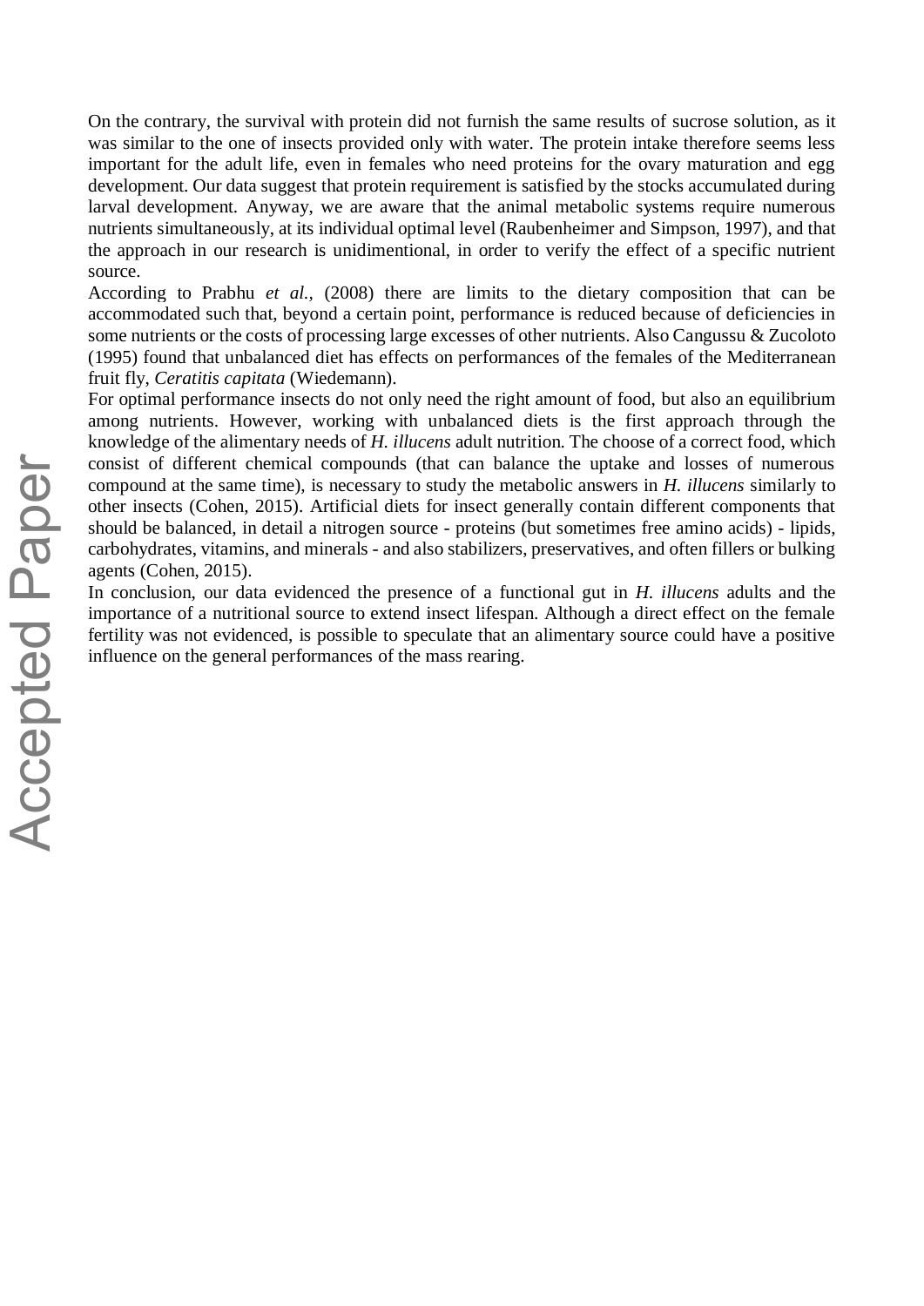On the contrary, the survival with protein did not furnish the same results of sucrose solution, as it was similar to the one of insects provided only with water. The protein intake therefore seems less important for the adult life, even in females who need proteins for the ovary maturation and egg development. Our data suggest that protein requirement is satisfied by the stocks accumulated during larval development. Anyway, we are aware that the animal metabolic systems require numerous nutrients simultaneously, at its individual optimal level (Raubenheimer and Simpson, 1997), and that the approach in our research is unidimentional, in order to verify the effect of a specific nutrient source.

According to Prabhu *et al.*, (2008) there are limits to the dietary composition that can be accommodated such that, beyond a certain point, performance is reduced because of deficiencies in some nutrients or the costs of processing large excesses of other nutrients. Also Cangussu & Zucoloto (1995) found that unbalanced diet has effects on performances of the females of the Mediterranean fruit fly, *Ceratitis capitata* (Wiedemann).

For optimal performance insects do not only need the right amount of food, but also an equilibrium among nutrients. However, working with unbalanced diets is the first approach through the knowledge of the alimentary needs of *H. illucens* adult nutrition. The choose of a correct food, which consist of different chemical compounds (that can balance the uptake and losses of numerous compound at the same time), is necessary to study the metabolic answers in *H. illucens* similarly to other insects (Cohen, 2015). Artificial diets for insect generally contain different components that should be balanced, in detail a nitrogen source - proteins (but sometimes free amino acids) - lipids, carbohydrates, vitamins, and minerals - and also stabilizers, preservatives, and often fillers or bulking agents (Cohen, 2015).

In conclusion, our data evidenced the presence of a functional gut in *H. illucens* adults and the importance of a nutritional source to extend insect lifespan. Although a direct effect on the female fertility was not evidenced, is possible to speculate that an alimentary source could have a positive influence on the general performances of the mass rearing.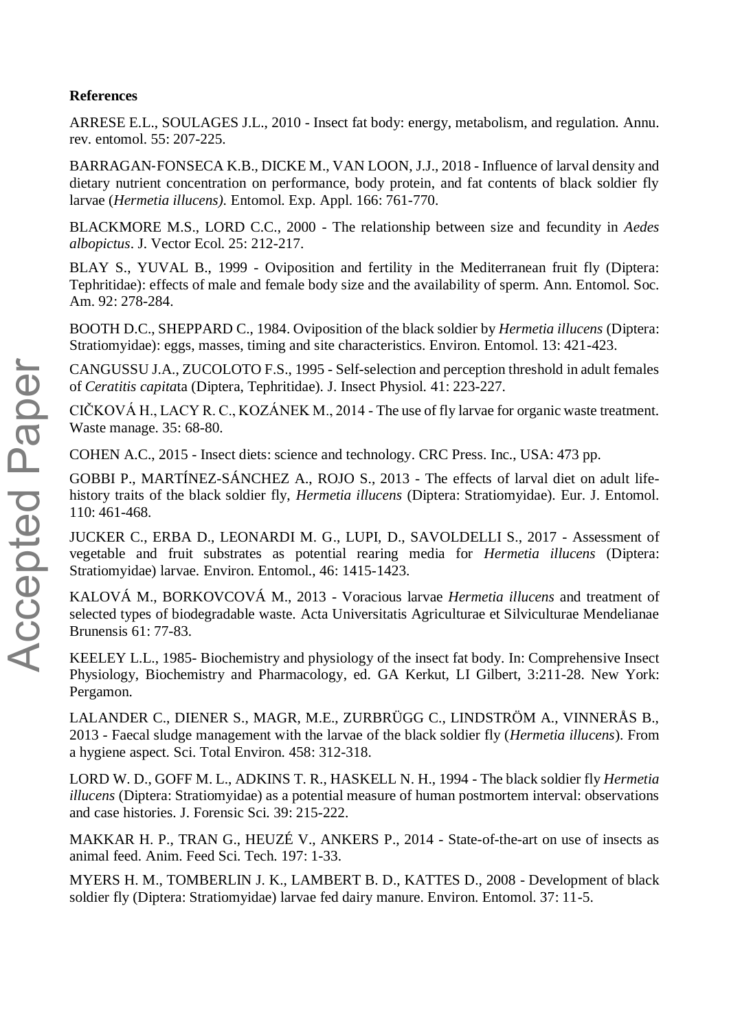**References**

ARRESE E.L., SOULAGES J.L., 2010 - Insect fat body: energy, metabolism, and regulation. Annu. rev. entomol. 55: 207-225.

BARRAGAN-FONSECA K.B., DICKE M., VAN LOON, J.J., 2018 - Influence of larval density and dietary nutrient concentration on performance, body protein, and fat contents of black soldier fly larvae (*Hermetia illucens)*. Entomol. Exp. Appl. 166: 761-770.

BLACKMORE M.S., LORD C.C., 2000 - The relationship between size and fecundity in *Aedes albopictus*. J. Vector Ecol. 25: 212-217.

BLAY S., YUVAL B., 1999 - Oviposition and fertility in the Mediterranean fruit fly (Diptera: Tephritidae): effects of male and female body size and the availability of sperm. Ann. Entomol. Soc. Am. 92: 278-284.

BOOTH D.C., SHEPPARD C., 1984. Oviposition of the black soldier by *Hermetia illucens* (Diptera: Stratiomyidae): eggs, masses, timing and site characteristics. Environ. Entomol. 13: 421-423.

CANGUSSU J.A., ZUCOLOTO F.S., 1995 - Self-selection and perception threshold in adult females of *Ceratitis capita*ta (Diptera, Tephritidae). J. Insect Physiol. 41: 223-227.

CIČKOVÁ H., LACY R. C., KOZÁNEK M., 2014 - The use of fly larvae for organic waste treatment. Waste manage. 35: 68-80.

COHEN A.C., 2015 - Insect diets: science and technology. CRC Press. Inc., USA: 473 pp.

GOBBI P., MARTÍNEZ-SÁNCHEZ A., ROJO S., 2013 - The effects of larval diet on adult life-history traits of the black soldier fly, *Hermetia illucens* (Diptera: Stratiomyidae). Eur. J. Entomol. 110: 461-468.

JUCKER C., ERBA D., LEONARDI M. G., LUPI, D., SAVOLDELLI S., 2017 - Assessment of vegetable and fruit substrates as potential rearing media for *Hermetia illucens* (Diptera: Stratiomyidae) larvae. Environ. Entomol., 46: 1415-1423.

KALOVÁ M., BORKOVCOVÁ M., 2013 - Voracious larvae *Hermetia illucens* and treatment of selected types of biodegradable waste. Acta Universitatis Agriculturae et Silviculturae Mendelianae Brunensis 61: 77-83.

KEELEY L.L., 1985- Biochemistry and physiology of the insect fat body. In: Comprehensive Insect Physiology, Biochemistry and Pharmacology, ed. GA Kerkut, LI Gilbert, 3:211-28. New York: Pergamon.

LALANDER C., DIENER S., MAGR, M.E., ZURBRÜGG C., LINDSTRÖM A., VINNERÅS B., 2013 - Faecal sludge management with the larvae of the black soldier fly (*Hermetia illucens*). From a hygiene aspect. Sci. Total Environ. 458: 312-318.

LORD W. D., GOFF M. L., ADKINS T. R., HASKELL N. H., 1994 - The black soldier fly *Hermetia illucens* (Diptera: Stratiomyidae) as a potential measure of human postmortem interval: observations and case histories. J. Forensic Sci. 39: 215-222.

MAKKAR H. P., TRAN G., HEUZÉ V., ANKERS P., 2014 - State-of-the-art on use of insects as animal feed. Anim. Feed Sci. Tech. 197: 1-33.

MYERS H. M., TOMBERLIN J. K., LAMBERT B. D., KATTES D., 2008 - Development of black soldier fly (Diptera: Stratiomyidae) larvae fed dairy manure. Environ. Entomol. 37: 11-5.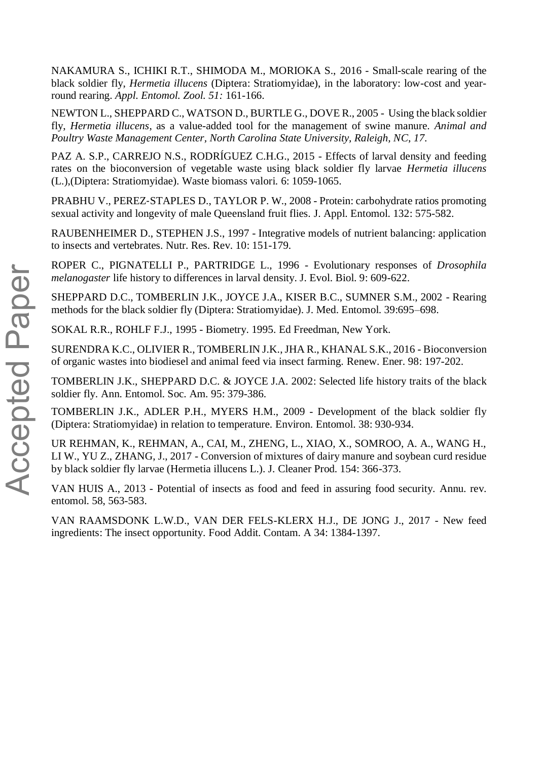NAKAMURA S., ICHIKI R.T., SHIMODA M., MORIOKA S., 2016 - Small-scale rearing of the black soldier fly, *Hermetia illucens* (Diptera: Stratiomyidae), in the laboratory: low-cost and year-round rearing. *Appl. Entomol. Zool. 51:* 161-166.

NEWTON L., SHEPPARD C., WATSON D., BURTLE G., DOVE R., 2005 - Using the black soldier fly, *Hermetia illucens*, as a value-added tool for the management of swine manure. *Animal and Poultry Waste Management Center, North Carolina State University, Raleigh, NC, 17.*

PAZ A. S.P., CARREJO N.S., RODRÍGUEZ C.H.G., 2015 - Effects of larval density and feeding rates on the bioconversion of vegetable waste using black soldier fly larvae *Hermetia illucens* (L.),(Diptera: Stratiomyidae). Waste biomass valori. 6: 1059-1065.

PRABHU V., PEREZ-STAPLES D., TAYLOR P. W., 2008 - Protein: carbohydrate ratios promoting sexual activity and longevity of male Queensland fruit flies. J. Appl. Entomol. 132: 575-582.

RAUBENHEIMER D., STEPHEN J.S., 1997 - Integrative models of nutrient balancing: application to insects and vertebrates. Nutr. Res. Rev. 10: 151-179.

ROPER C., PIGNATELLI P., PARTRIDGE L., 1996 - Evolutionary responses of *Drosophila melanogaster* life history to differences in larval density. J. Evol. Biol. 9: 609-622.

SHEPPARD D.C., TOMBERLIN J.K., JOYCE J.A., KISER B.C., SUMNER S.M., 2002 - Rearing methods for the black soldier fly (Diptera: Stratiomyidae). J. Med. Entomol. 39:695–698.

SOKAL R.R., ROHLF F.J., 1995 - Biometry. 1995. Ed Freedman, New York.

SURENDRA K.C., OLIVIER R., TOMBERLIN J.K., JHA R., KHANAL S.K., 2016 - Bioconversion of organic wastes into biodiesel and animal feed via insect farming. Renew. Ener. 98: 197-202.

TOMBERLIN J.K., SHEPPARD D.C. & JOYCE J.A. 2002: Selected life history traits of the black soldier fly. Ann. Entomol. Soc. Am. 95: 379-386.

TOMBERLIN J.K., ADLER P.H., MYERS H.M., 2009 - Development of the black soldier fly (Diptera: Stratiomyidae) in relation to temperature. Environ. Entomol. 38: 930-934.

UR REHMAN, K., REHMAN, A., CAI, M., ZHENG, L., XIAO, X., SOMROO, A. A., WANG H., LI W., YU Z., ZHANG, J., 2017 - Conversion of mixtures of dairy manure and soybean curd residue by black soldier fly larvae (Hermetia illucens L.). J. Cleaner Prod. 154: 366-373.

VAN HUIS A., 2013 - Potential of insects as food and feed in assuring food security. Annu. rev. entomol. 58, 563-583.

VAN RAAMSDONK L.W.D., VAN DER FELS-KLERX H.J., DE JONG J., 2017 - New feed ingredients: The insect opportunity. Food Addit. Contam. A 34: 1384-1397.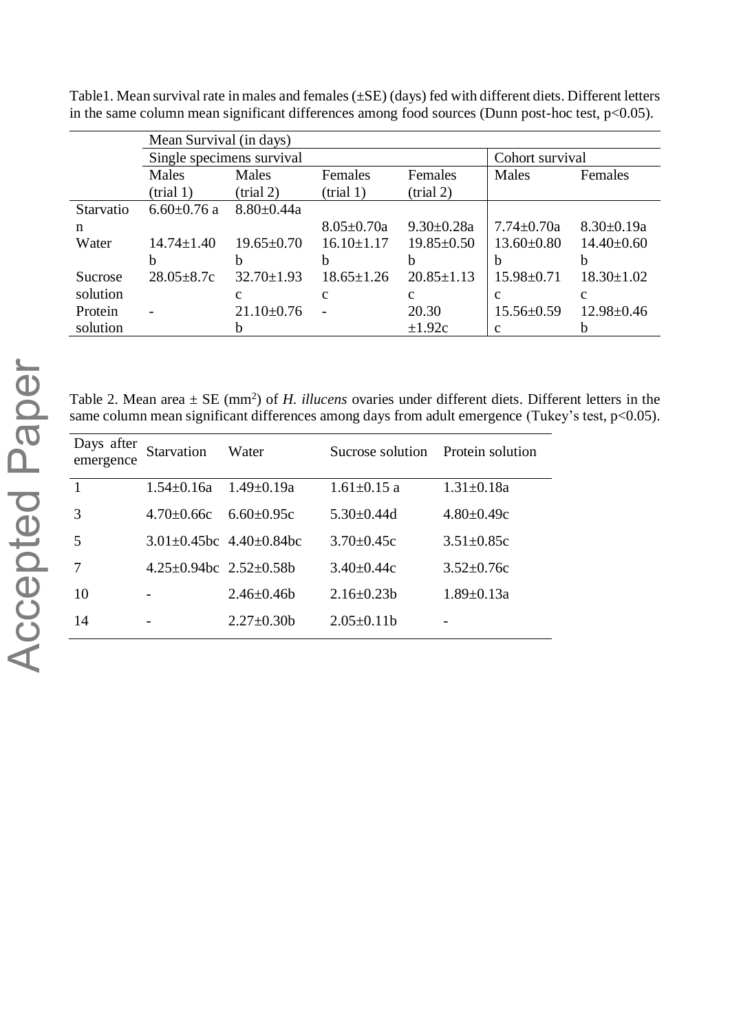Table1. Mean survival rate in males and females (±SE) (days) fed with different diets. Different letters in the same column mean significant differences among food sources (Dunn post-hoc test, $p<0.05$).

| | Mean Survival (in days) | | | | | |
|---|---|---|---|---|---|---|
| | Single specimens survival | | | | Cohort survival | |
| | Males (trial 1) | Males (trial 2) | Females (trial 1) | Females (trial 2) | Males | Females |
| Starvation | 6.60±0.76 a | 8.80±0.44a | 8.05±0.70a | 9.30±0.28a | 7.74±0.70a | 8.30±0.19a |
| Water | 14.74±1.40 b | 19.65±0.70 b | 16.10±1.17 b | 19.85±0.50 b | 13.60±0.80 b | 14.40±0.60 b |
| Sucrose solution | 28.05±8.7c | 32.70±1.93 c | 18.65±1.26 c | 20.85±1.13 c | 15.98±0.71 c | 18.30±1.02 c |
| Protein solution | - | 21.10±0.76 b | - | 20.30 ±1.92c | 15.56±0.59 c | 12.98±0.46 b |

Table 2. Mean area ± SE ($mm^2$) of *H. illucens* ovaries under different diets. Different letters in the same column mean significant differences among days from adult emergence (Tukey's test, $p<0.05$).

| Days after emergence | Starvation | Water | Sucrose solution | Protein solution |
|---|---|---|---|---|
| 1 | 1.54±0.16a | 1.49±0.19a | 1.61±0.15 a | 1.31±0.18a |
| 3 | 4.70±0.66c | 6.60±0.95c | 5.30±0.44d | 4.80±0.49c |
| 5 | 3.01±0.45bc | 4.40±0.84bc | 3.70±0.45c | 3.51±0.85c |
| 7 | 4.25±0.94bc | 2.52±0.58b | 3.40±0.44c | 3.52±0.76c |
| 10 | - | 2.46±0.46b | 2.16±0.23b | 1.89±0.13a |
| 14 | - | 2.27±0.30b | 2.05±0.11b | - |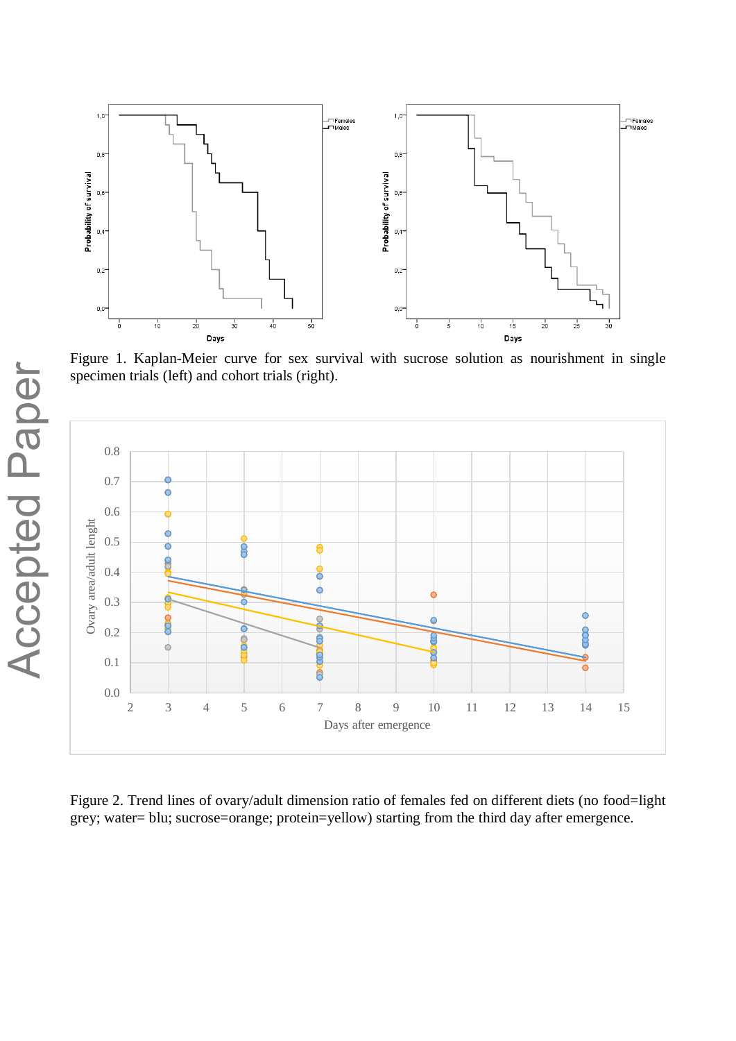Probability of survival

1,0

0,8

0,6

0,4

0,2

0,0

0 10 20 30 40 50

Days

Females
Males

Probability of survival

1,0

0,8

0,6

0,4

0,2

0,0

0 5 10 15 20 25 30

Days

Females
Males

Figure 1. Kaplan-Meier curve for sex survival with sucrose solution as nourishment in single specimen trials (left) and cohort trials (right).

Ovary area/adult lenght

0.8
0.7
0.6
0.5
0.4
0.3
0.2
0.1
0.0

2 3 4 5 6 7 8 9 10 11 12 13 14 15

Days after emergence

Figure 2. Trend lines of ovary/adult dimension ratio of females fed on different diets (no food=light grey; water= blu; sucrose=orange; protein=yellow) starting from the third day after emergence.